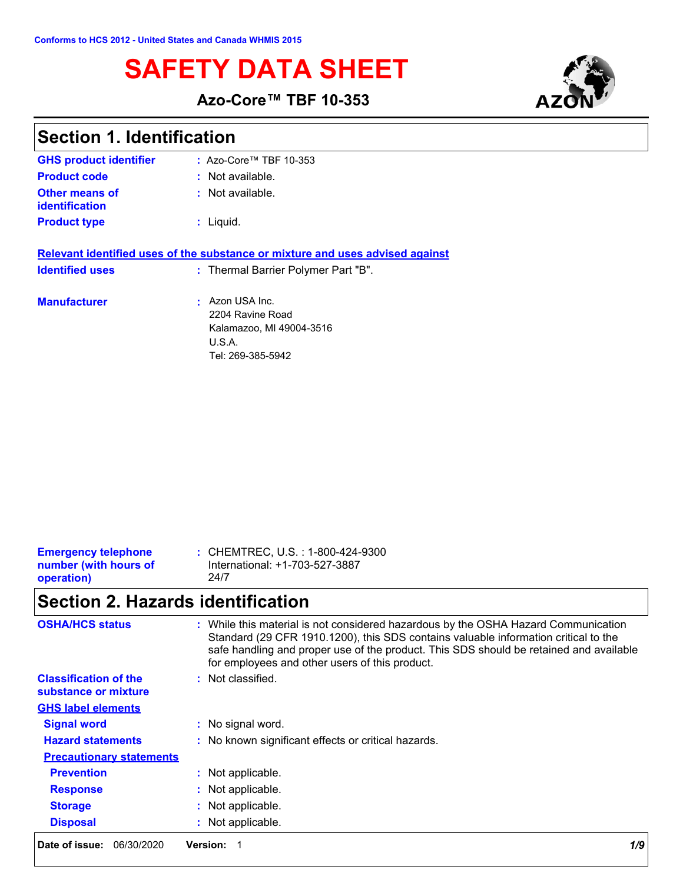Conforms to HCS 2012 - United States and Canada WHMIS 2015

# SAFETY DATA SHEET

**Azo-Core™ TBF 10-353**

## Section 1. Identification

**GHS product identifier** : Azo-Core™ TBF 10-353

**Product code** : Not available.

**Other means of identification** : Not available.

**Product type** : Liquid.

**Relevant identified uses of the substance or mixture and uses advised against**

**Identified uses** : Thermal Barrier Polymer Part "B".

**Manufacturer** : Azon USA Inc.
2204 Ravine Road
Kalamazoo, MI 49004-3516
U.S.A.
Tel: 269-385-5942

**Emergency telephone number (with hours of operation)** : CHEMTREC, U.S. : 1-800-424-9300
International: +1-703-527-3887
24/7

## Section 2. Hazards identification

**OSHA/HCS status** : While this material is not considered hazardous by the OSHA Hazard Communication Standard (29 CFR 1910.1200), this SDS contains valuable information critical to the safe handling and proper use of the product. This SDS should be retained and available for employees and other users of this product.

**Classification of the substance or mixture** : Not classified.

**GHS label elements**

**Signal word** : No signal word.

**Hazard statements** : No known significant effects or critical hazards.

**Precautionary statements**

**Prevention** : Not applicable.

**Response** : Not applicable.

**Storage** : Not applicable.

**Disposal** : Not applicable.

**Date of issue:** 06/30/2020 **Version:** 1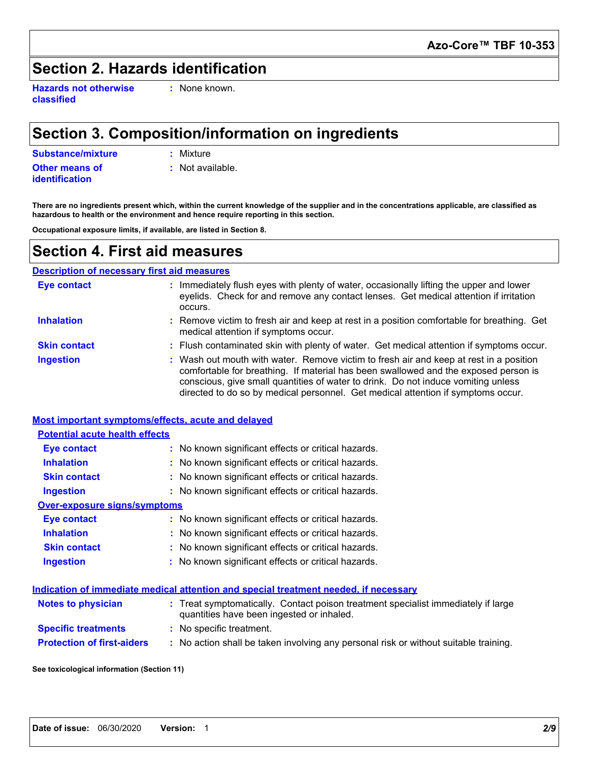## Section 2. Hazards identification

**Hazards not otherwise classified** : None known.

## Section 3. Composition/information on ingredients

**Substance/mixture** : Mixture

**Other means of identification** : Not available.

**There are no ingredients present which, within the current knowledge of the supplier and in the concentrations applicable, are classified as hazardous to health or the environment and hence require reporting in this section.**

**Occupational exposure limits, if available, are listed in Section 8.**

## Section 4. First aid measures

### Description of necessary first aid measures

**Eye contact** : Immediately flush eyes with plenty of water, occasionally lifting the upper and lower eyelids. Check for and remove any contact lenses. Get medical attention if irritation occurs.

**Inhalation** : Remove victim to fresh air and keep at rest in a position comfortable for breathing. Get medical attention if symptoms occur.

**Skin contact** : Flush contaminated skin with plenty of water. Get medical attention if symptoms occur.

**Ingestion** : Wash out mouth with water. Remove victim to fresh air and keep at rest in a position comfortable for breathing. If material has been swallowed and the exposed person is conscious, give small quantities of water to drink. Do not induce vomiting unless directed to do so by medical personnel. Get medical attention if symptoms occur.

### Most important symptoms/effects, acute and delayed

#### Potential acute health effects

**Eye contact** : No known significant effects or critical hazards.

**Inhalation** : No known significant effects or critical hazards.

**Skin contact** : No known significant effects or critical hazards.

**Ingestion** : No known significant effects or critical hazards.

#### Over-exposure signs/symptoms

**Eye contact** : No known significant effects or critical hazards.

**Inhalation** : No known significant effects or critical hazards.

**Skin contact** : No known significant effects or critical hazards.

**Ingestion** : No known significant effects or critical hazards.

### Indication of immediate medical attention and special treatment needed, if necessary

**Notes to physician** : Treat symptomatically. Contact poison treatment specialist immediately if large quantities have been ingested or inhaled.

**Specific treatments** : No specific treatment.

**Protection of first-aiders** : No action shall be taken involving any personal risk or without suitable training.

**See toxicological information (Section 11)**

**Date of issue:** 06/30/2020 **Version:** 1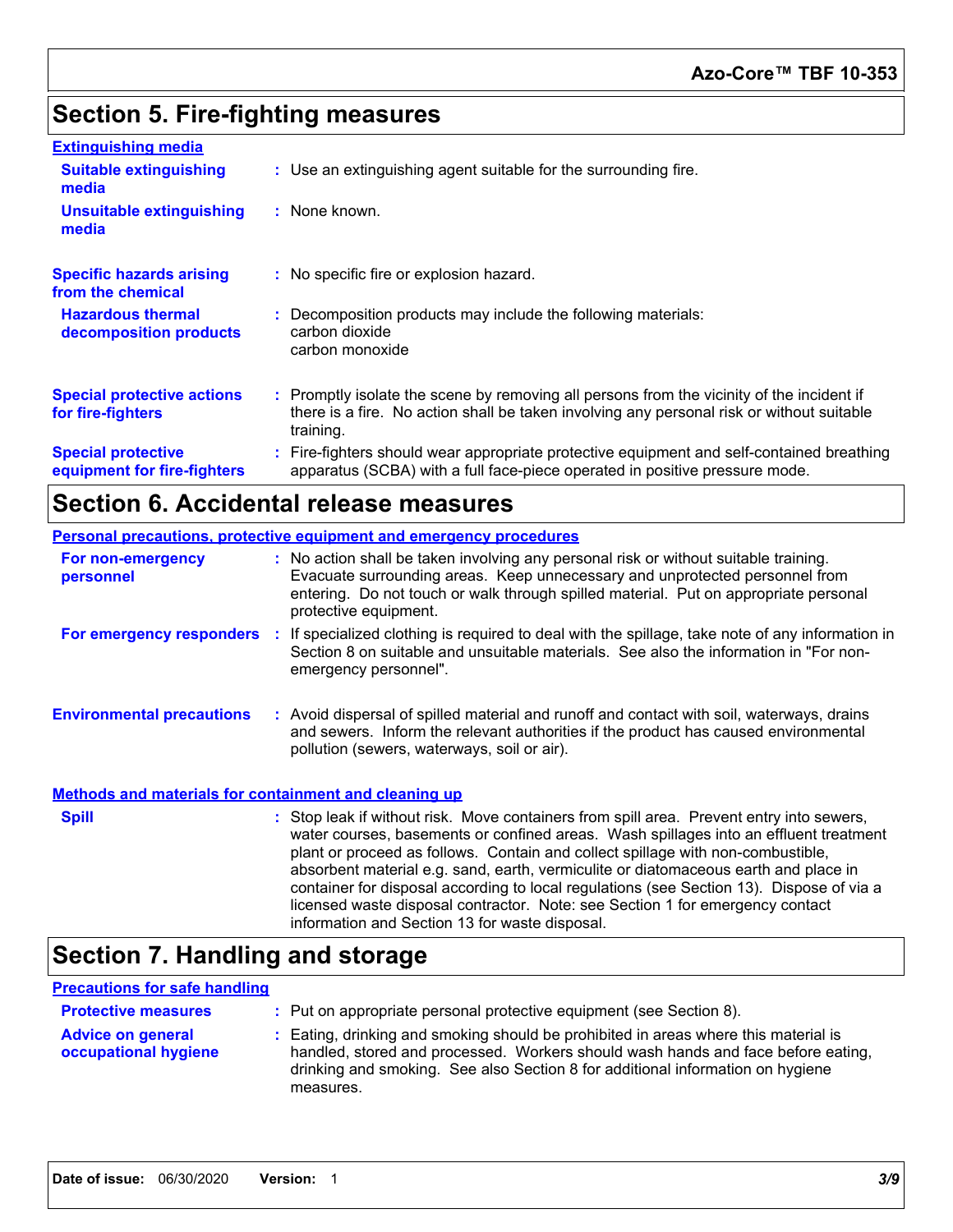## Section 5. Fire-fighting measures

### Extinguishing media

**Suitable extinguishing media** : Use an extinguishing agent suitable for the surrounding fire.

**Unsuitable extinguishing media** : None known.

**Specific hazards arising from the chemical** : No specific fire or explosion hazard.

**Hazardous thermal decomposition products** : Decomposition products may include the following materials:
carbon dioxide
carbon monoxide

**Special protective actions for fire-fighters** : Promptly isolate the scene by removing all persons from the vicinity of the incident if there is a fire. No action shall be taken involving any personal risk or without suitable training.

**Special protective equipment for fire-fighters** : Fire-fighters should wear appropriate protective equipment and self-contained breathing apparatus (SCBA) with a full face-piece operated in positive pressure mode.

## Section 6. Accidental release measures

### Personal precautions, protective equipment and emergency procedures

**For non-emergency personnel** : No action shall be taken involving any personal risk or without suitable training. Evacuate surrounding areas. Keep unnecessary and unprotected personnel from entering. Do not touch or walk through spilled material. Put on appropriate personal protective equipment.

**For emergency responders** : If specialized clothing is required to deal with the spillage, take note of any information in Section 8 on suitable and unsuitable materials. See also the information in "For non-emergency personnel".

**Environmental precautions** : Avoid dispersal of spilled material and runoff and contact with soil, waterways, drains and sewers. Inform the relevant authorities if the product has caused environmental pollution (sewers, waterways, soil or air).

### Methods and materials for containment and cleaning up

**Spill** : Stop leak if without risk. Move containers from spill area. Prevent entry into sewers, water courses, basements or confined areas. Wash spillages into an effluent treatment plant or proceed as follows. Contain and collect spillage with non-combustible, absorbent material e.g. sand, earth, vermiculite or diatomaceous earth and place in container for disposal according to local regulations (see Section 13). Dispose of via a licensed waste disposal contractor. Note: see Section 1 for emergency contact information and Section 13 for waste disposal.

## Section 7. Handling and storage

### Precautions for safe handling

**Protective measures** : Put on appropriate personal protective equipment (see Section 8).

**Advice on general occupational hygiene** : Eating, drinking and smoking should be prohibited in areas where this material is handled, stored and processed. Workers should wash hands and face before eating, drinking and smoking. See also Section 8 for additional information on hygiene measures.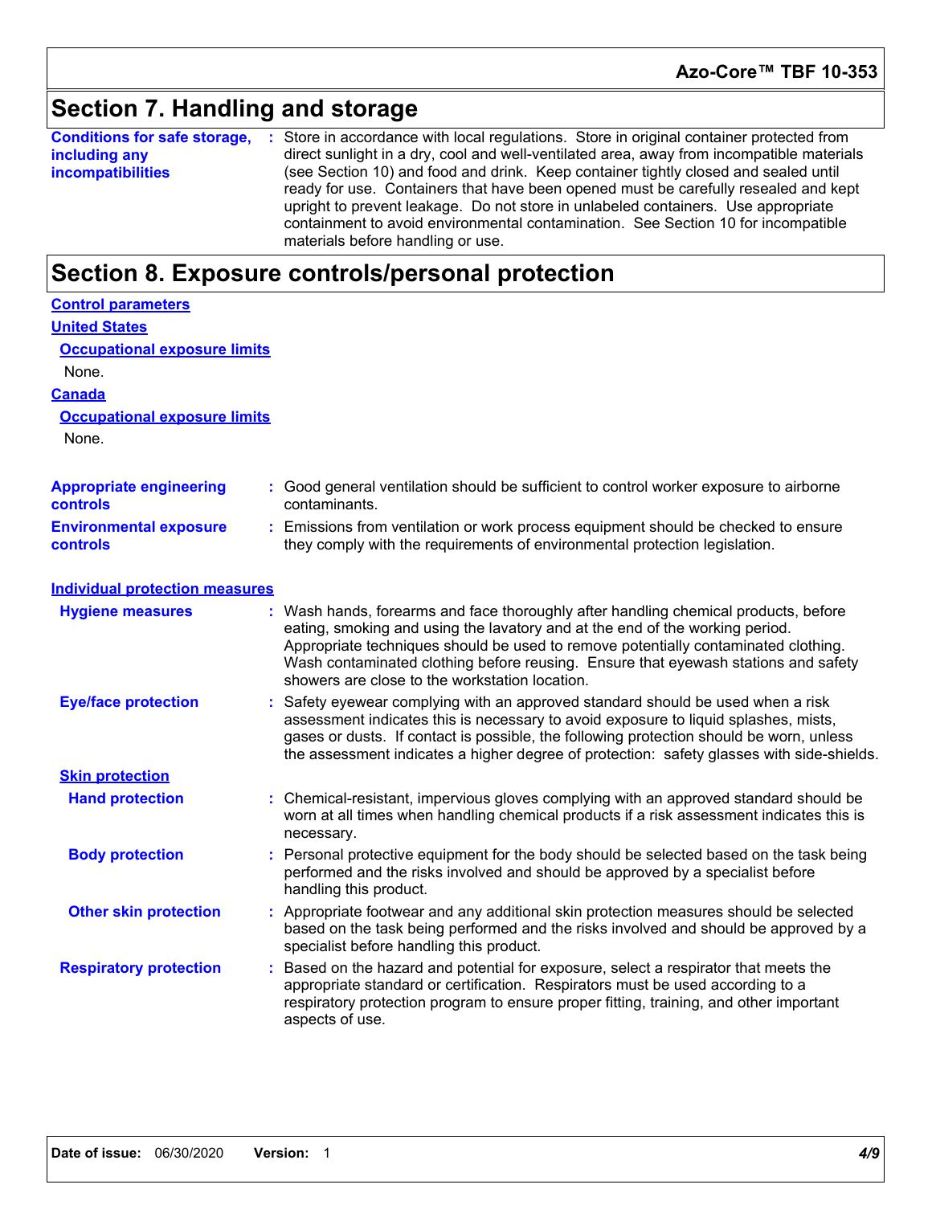## Section 7. Handling and storage

**Conditions for safe storage, including any incompatibilities** : Store in accordance with local regulations. Store in original container protected from direct sunlight in a dry, cool and well-ventilated area, away from incompatible materials (see Section 10) and food and drink. Keep container tightly closed and sealed until ready for use. Containers that have been opened must be carefully resealed and kept upright to prevent leakage. Do not store in unlabeled containers. Use appropriate containment to avoid environmental contamination. See Section 10 for incompatible materials before handling or use.

## Section 8. Exposure controls/personal protection

**Control parameters**

**United States**

**Occupational exposure limits**

None.

**Canada**

**Occupational exposure limits**

None.

**Appropriate engineering controls** : Good general ventilation should be sufficient to control worker exposure to airborne contaminants.

**Environmental exposure controls** : Emissions from ventilation or work process equipment should be checked to ensure they comply with the requirements of environmental protection legislation.

**Individual protection measures**

**Hygiene measures** : Wash hands, forearms and face thoroughly after handling chemical products, before eating, smoking and using the lavatory and at the end of the working period. Appropriate techniques should be used to remove potentially contaminated clothing. Wash contaminated clothing before reusing. Ensure that eyewash stations and safety showers are close to the workstation location.

**Eye/face protection** : Safety eyewear complying with an approved standard should be used when a risk assessment indicates this is necessary to avoid exposure to liquid splashes, mists, gases or dusts. If contact is possible, the following protection should be worn, unless the assessment indicates a higher degree of protection: safety glasses with side-shields.

**Skin protection**

**Hand protection** : Chemical-resistant, impervious gloves complying with an approved standard should be worn at all times when handling chemical products if a risk assessment indicates this is necessary.

**Body protection** : Personal protective equipment for the body should be selected based on the task being performed and the risks involved and should be approved by a specialist before handling this product.

**Other skin protection** : Appropriate footwear and any additional skin protection measures should be selected based on the task being performed and the risks involved and should be approved by a specialist before handling this product.

**Respiratory protection** : Based on the hazard and potential for exposure, select a respirator that meets the appropriate standard or certification. Respirators must be used according to a respiratory protection program to ensure proper fitting, training, and other important aspects of use.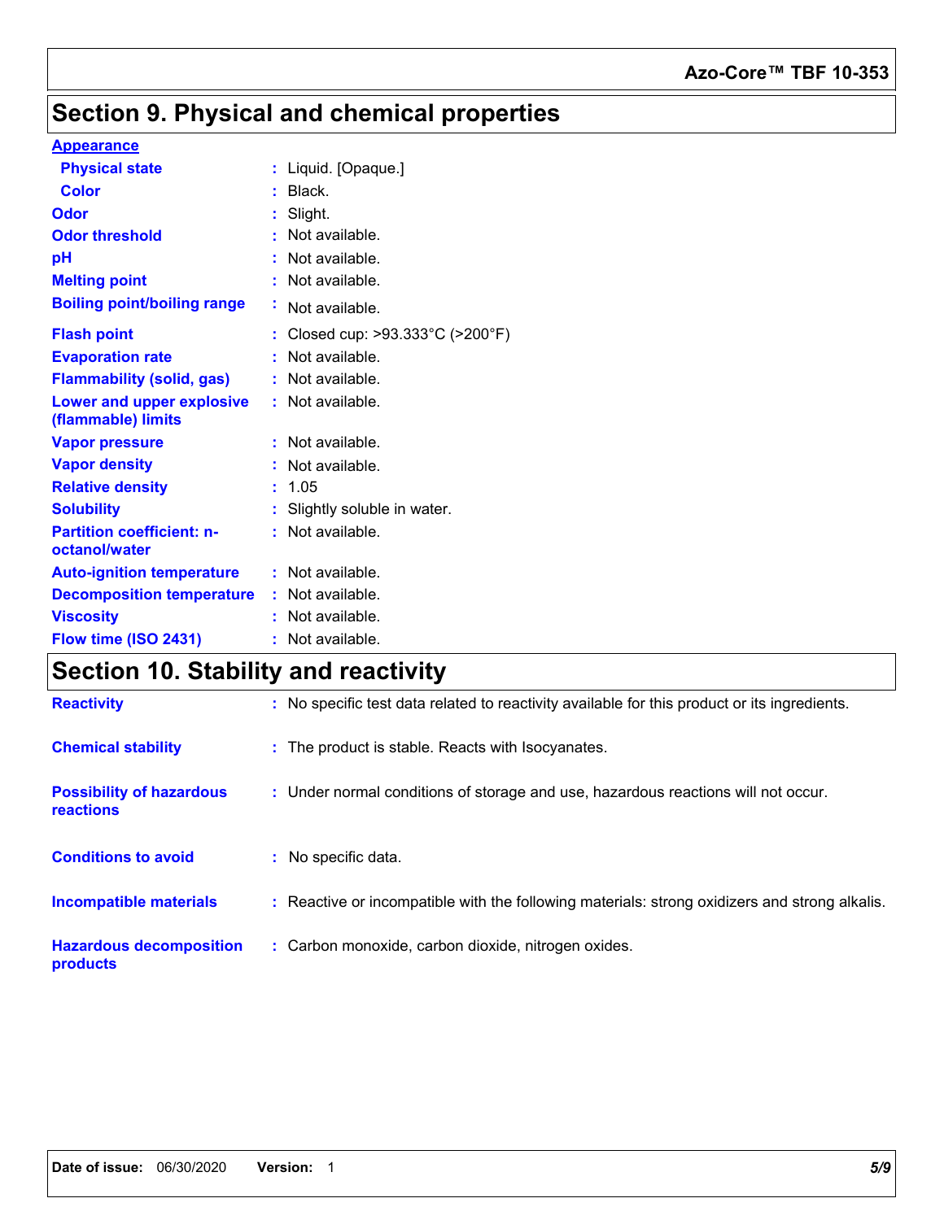## Section 9. Physical and chemical properties

**Appearance**

| | | |
|---|---|---|
| **Physical state** | : | Liquid. [Opaque.] |
| **Color** | : | Black. |
| **Odor** | : | Slight. |
| **Odor threshold** | : | Not available. |
| **pH** | : | Not available. |
| **Melting point** | : | Not available. |
| **Boiling point/boiling range** | : | Not available. |
| **Flash point** | : | Closed cup: >93.333°C (>200°F) |
| **Evaporation rate** | : | Not available. |
| **Flammability (solid, gas)** | : | Not available. |
| **Lower and upper explosive (flammable) limits** | : | Not available. |
| **Vapor pressure** | : | Not available. |
| **Vapor density** | : | Not available. |
| **Relative density** | : | 1.05 |
| **Solubility** | : | Slightly soluble in water. |
| **Partition coefficient: n-octanol/water** | : | Not available. |
| **Auto-ignition temperature** | : | Not available. |
| **Decomposition temperature** | : | Not available. |
| **Viscosity** | : | Not available. |
| **Flow time (ISO 2431)** | : | Not available. |

## Section 10. Stability and reactivity

| | | |
|---|---|---|
| **Reactivity** | : | No specific test data related to reactivity available for this product or its ingredients. |
| **Chemical stability** | : | The product is stable. Reacts with Isocyanates. |
| **Possibility of hazardous reactions** | : | Under normal conditions of storage and use, hazardous reactions will not occur. |
| **Conditions to avoid** | : | No specific data. |
| **Incompatible materials** | : | Reactive or incompatible with the following materials: strong oxidizers and strong alkalis. |
| **Hazardous decomposition products** | : | Carbon monoxide, carbon dioxide, nitrogen oxides. |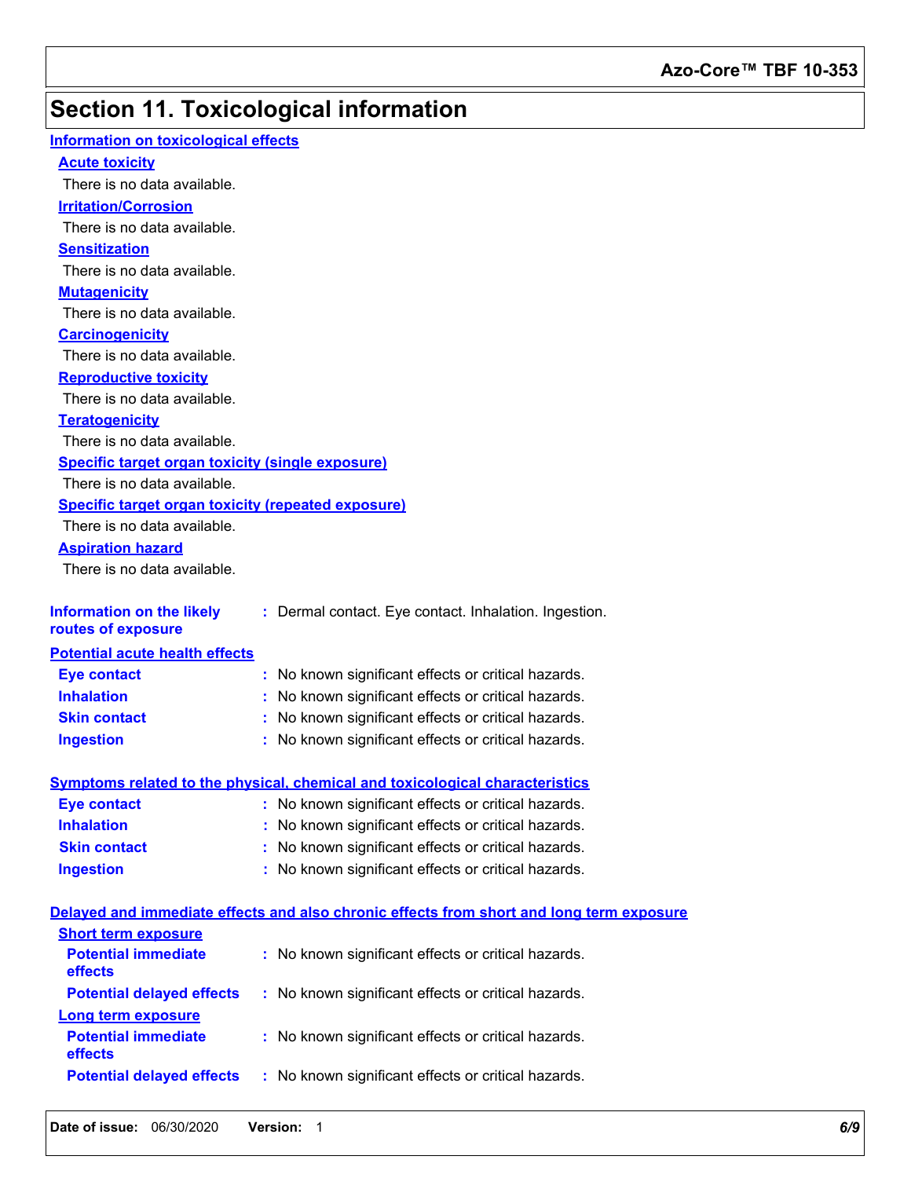# Section 11. Toxicological information

## Information on toxicological effects

### Acute toxicity

There is no data available.

### Irritation/Corrosion

There is no data available.

### Sensitization

There is no data available.

### Mutagenicity

There is no data available.

### Carcinogenicity

There is no data available.

### Reproductive toxicity

There is no data available.

### Teratogenicity

There is no data available.

### Specific target organ toxicity (single exposure)

There is no data available.

### Specific target organ toxicity (repeated exposure)

There is no data available.

### Aspiration hazard

There is no data available.

**Information on the likely routes of exposure** : Dermal contact. Eye contact. Inhalation. Ingestion.

## Potential acute health effects

**Eye contact** : No known significant effects or critical hazards.

**Inhalation** : No known significant effects or critical hazards.

**Skin contact** : No known significant effects or critical hazards.

**Ingestion** : No known significant effects or critical hazards.

## Symptoms related to the physical, chemical and toxicological characteristics

**Eye contact** : No known significant effects or critical hazards.

**Inhalation** : No known significant effects or critical hazards.

**Skin contact** : No known significant effects or critical hazards.

**Ingestion** : No known significant effects or critical hazards.

## Delayed and immediate effects and also chronic effects from short and long term exposure

### Short term exposure

**Potential immediate effects** : No known significant effects or critical hazards.

**Potential delayed effects** : No known significant effects or critical hazards.

### Long term exposure

**Potential immediate effects** : No known significant effects or critical hazards.

**Potential delayed effects** : No known significant effects or critical hazards.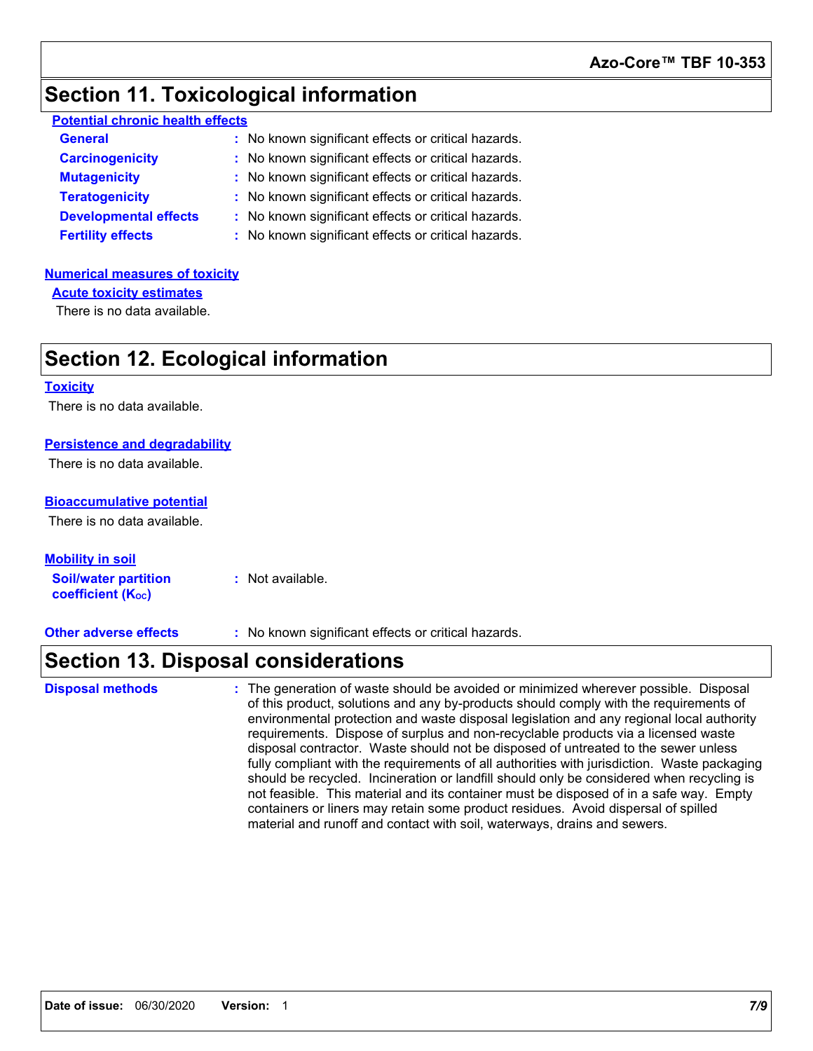## Section 11. Toxicological information

**Potential chronic health effects**

**General** : No known significant effects or critical hazards.

**Carcinogenicity** : No known significant effects or critical hazards.

**Mutagenicity** : No known significant effects or critical hazards.

**Teratogenicity** : No known significant effects or critical hazards.

**Developmental effects** : No known significant effects or critical hazards.

**Fertility effects** : No known significant effects or critical hazards.

**Numerical measures of toxicity**

**Acute toxicity estimates**

There is no data available.

## Section 12. Ecological information

**Toxicity**

There is no data available.

**Persistence and degradability**

There is no data available.

**Bioaccumulative potential**

There is no data available.

**Mobility in soil**

**Soil/water partition coefficient ($K_{OC}$)** : Not available.

**Other adverse effects** : No known significant effects or critical hazards.

## Section 13. Disposal considerations

**Disposal methods** : The generation of waste should be avoided or minimized wherever possible. Disposal of this product, solutions and any by-products should comply with the requirements of environmental protection and waste disposal legislation and any regional local authority requirements. Dispose of surplus and non-recyclable products via a licensed waste disposal contractor. Waste should not be disposed of untreated to the sewer unless fully compliant with the requirements of all authorities with jurisdiction. Waste packaging should be recycled. Incineration or landfill should only be considered when recycling is not feasible. This material and its container must be disposed of in a safe way. Empty containers or liners may retain some product residues. Avoid dispersal of spilled material and runoff and contact with soil, waterways, drains and sewers.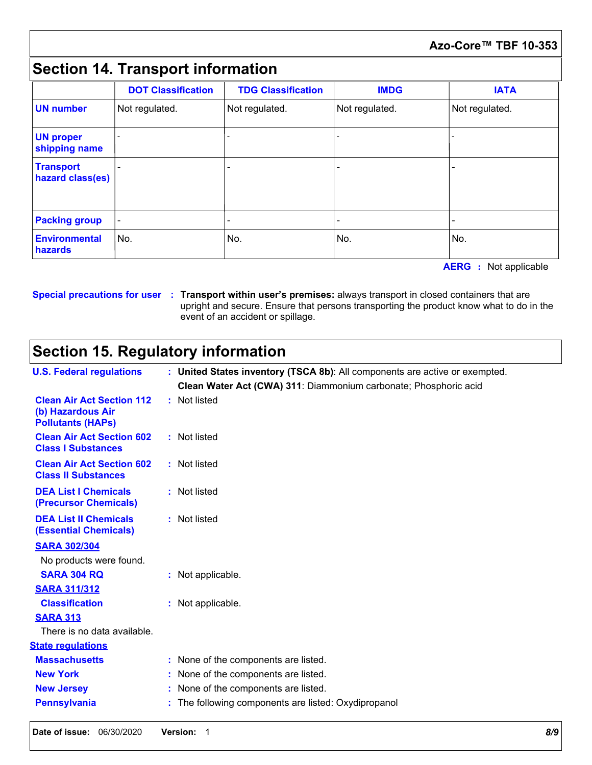## Section 14. Transport information

| | DOT Classification | TDG Classification | IMDG | IATA |
|---|---|---|---|---|
| **UN number** | Not regulated. | Not regulated. | Not regulated. | Not regulated. |
| **UN proper shipping name** | - | - | - | - |
| **Transport hazard class(es)** | - | - | - | - |
| **Packing group** | - | - | - | - |
| **Environmental hazards** | No. | No. | No. | No. |

**AERG** : Not applicable

**Special precautions for user** : **Transport within user's premises:** always transport in closed containers that are upright and secure. Ensure that persons transporting the product know what to do in the event of an accident or spillage.

## Section 15. Regulatory information

**U.S. Federal regulations** : **United States inventory (TSCA 8b)**: All components are active or exempted.
**Clean Water Act (CWA) 311**: Diammonium carbonate; Phosphoric acid

**Clean Air Act Section 112 (b) Hazardous Air Pollutants (HAPs)** : Not listed

**Clean Air Act Section 602 Class I Substances** : Not listed

**Clean Air Act Section 602 Class II Substances** : Not listed

**DEA List I Chemicals (Precursor Chemicals)** : Not listed

**DEA List II Chemicals (Essential Chemicals)** : Not listed

**SARA 302/304**

No products were found.

**SARA 304 RQ** : Not applicable.

**SARA 311/312**

**Classification** : Not applicable.

**SARA 313**

There is no data available.

**State regulations**

**Massachusetts** : None of the components are listed.

**New York** : None of the components are listed.

**New Jersey** : None of the components are listed.

**Pennsylvania** : The following components are listed: Oxydipropanol

**Date of issue:** 06/30/2020 **Version:** 1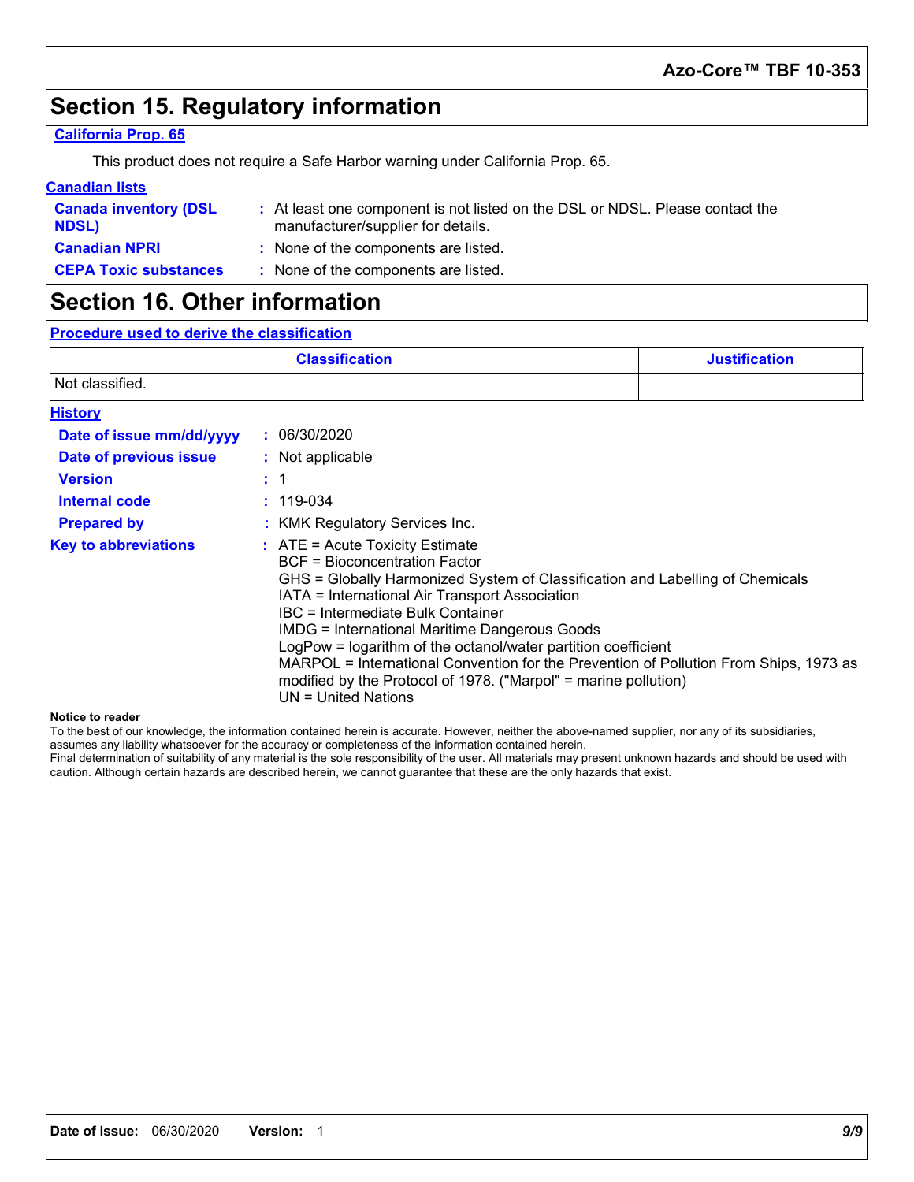## Section 15. Regulatory information

**California Prop. 65**

This product does not require a Safe Harbor warning under California Prop. 65.

**Canadian lists**

**Canada inventory (DSL NDSL)** : At least one component is not listed on the DSL or NDSL. Please contact the manufacturer/supplier for details.

**Canadian NPRI** : None of the components are listed.

**CEPA Toxic substances** : None of the components are listed.

## Section 16. Other information

**Procedure used to derive the classification**

| Classification | Justification |
|---|---|
| Not classified. | |

**History**

**Date of issue mm/dd/yyyy** : 06/30/2020

**Date of previous issue** : Not applicable

**Version** : 1

**Internal code** : 119-034

**Prepared by** : KMK Regulatory Services Inc.

**Key to abbreviations** : ATE = Acute Toxicity Estimate
BCF = Bioconcentration Factor
GHS = Globally Harmonized System of Classification and Labelling of Chemicals
IATA = International Air Transport Association
IBC = Intermediate Bulk Container
IMDG = International Maritime Dangerous Goods
LogPow = logarithm of the octanol/water partition coefficient
MARPOL = International Convention for the Prevention of Pollution From Ships, 1973 as modified by the Protocol of 1978. ("Marpol" = marine pollution)
UN = United Nations

**Notice to reader**

To the best of our knowledge, the information contained herein is accurate. However, neither the above-named supplier, nor any of its subsidiaries, assumes any liability whatsoever for the accuracy or completeness of the information contained herein.
Final determination of suitability of any material is the sole responsibility of the user. All materials may present unknown hazards and should be used with caution. Although certain hazards are described herein, we cannot guarantee that these are the only hazards that exist.